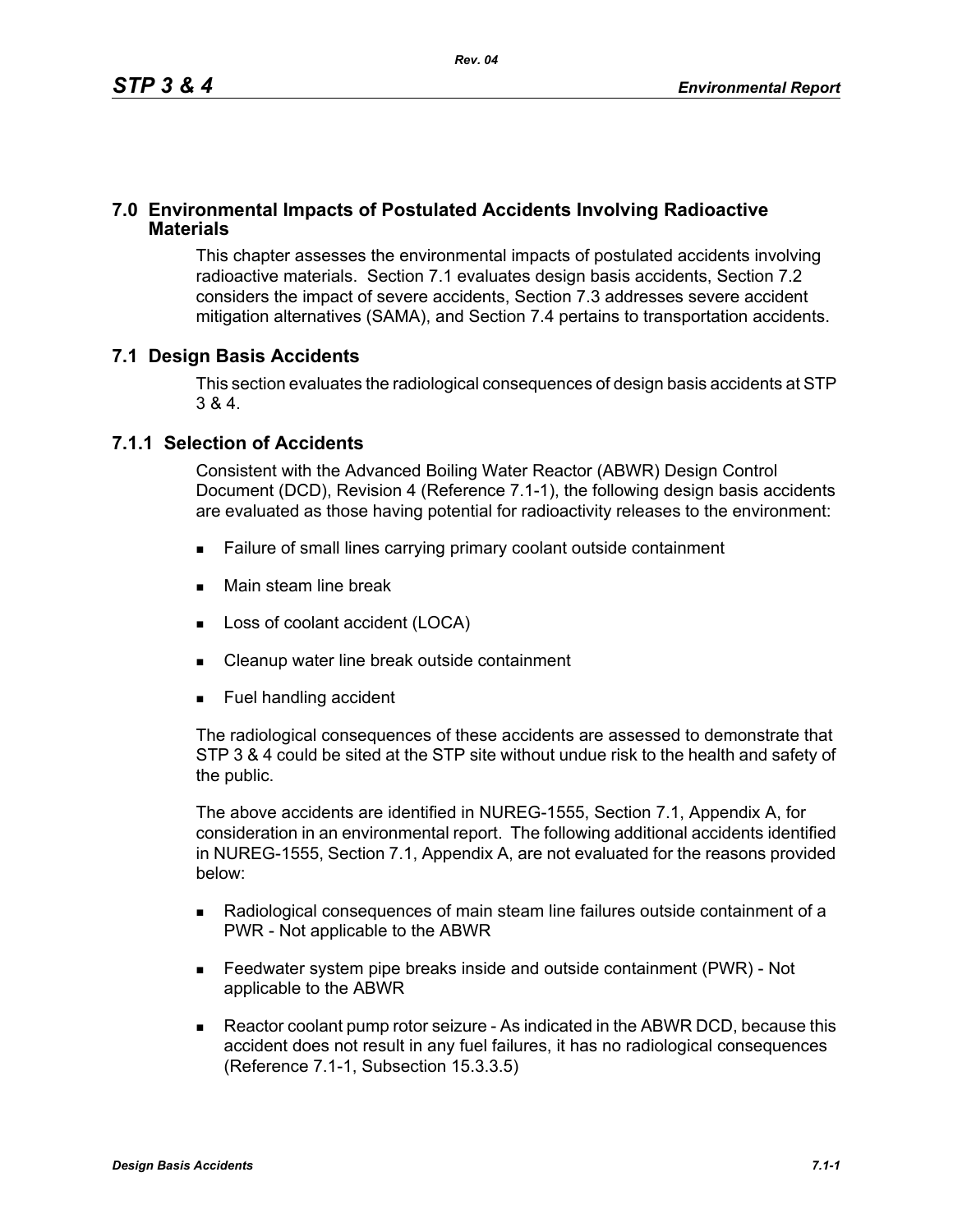# 7.0 Environmental Impacts of Postulated Accidents Involving Radioactive Materials

This chapter assesses the environmental impacts of postulated accidents involving radioactive materials. Section 7.1 evaluates design basis accidents, Section 7.2 considers the impact of severe accidents, Section 7.3 addresses severe accident mitigation alternatives (SAMA), and Section 7.4 pertains to transportation accidents.

## 7.1 Design Basis Accidents

This section evaluates the radiological consequences of design basis accidents at STP 3 & 4.

### 7.1.1 Selection of Accidents

Consistent with the Advanced Boiling Water Reactor (ABWR) Design Control Document (DCD), Revision 4 (Reference 7.1-1), the following design basis accidents are evaluated as those having potential for radioactivity releases to the environment:

- Failure of small lines carrying primary coolant outside containment
- Main steam line break
- Loss of coolant accident (LOCA)
- Cleanup water line break outside containment
- Fuel handling accident

The radiological consequences of these accidents are assessed to demonstrate that STP 3 & 4 could be sited at the STP site without undue risk to the health and safety of the public.

The above accidents are identified in NUREG-1555, Section 7.1, Appendix A, for consideration in an environmental report. The following additional accidents identified in NUREG-1555, Section 7.1, Appendix A, are not evaluated for the reasons provided below:

- Radiological consequences of main steam line failures outside containment of a PWR - Not applicable to the ABWR
- Feedwater system pipe breaks inside and outside containment (PWR) - Not applicable to the ABWR
- Reactor coolant pump rotor seizure - As indicated in the ABWR DCD, because this accident does not result in any fuel failures, it has no radiological consequences (Reference 7.1-1, Subsection 15.3.3.5)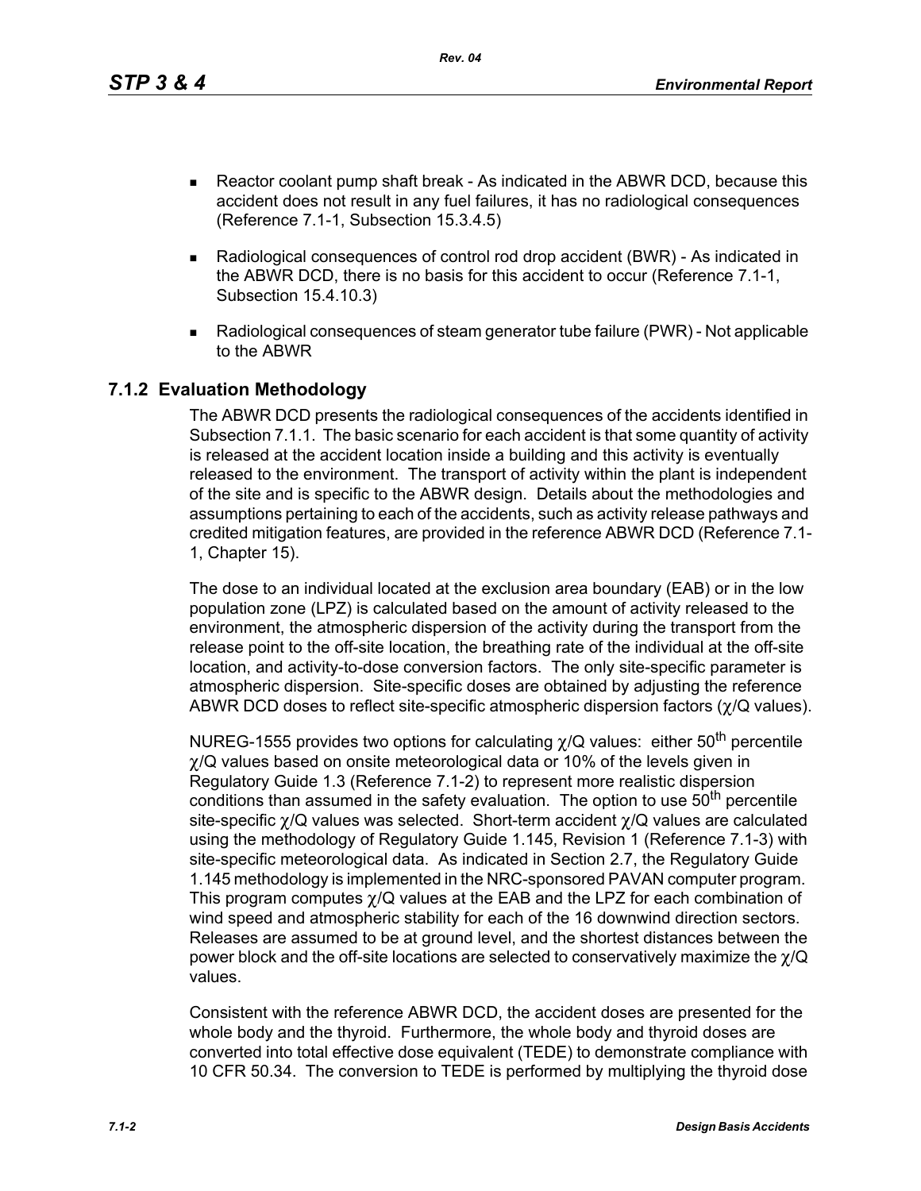- Reactor coolant pump shaft break - As indicated in the ABWR DCD, because this accident does not result in any fuel failures, it has no radiological consequences (Reference 7.1-1, Subsection 15.3.4.5)
- Radiological consequences of control rod drop accident (BWR) - As indicated in the ABWR DCD, there is no basis for this accident to occur (Reference 7.1-1, Subsection 15.4.10.3)
- Radiological consequences of steam generator tube failure (PWR) - Not applicable to the ABWR

## 7.1.2 Evaluation Methodology

The ABWR DCD presents the radiological consequences of the accidents identified in Subsection 7.1.1. The basic scenario for each accident is that some quantity of activity is released at the accident location inside a building and this activity is eventually released to the environment. The transport of activity within the plant is independent of the site and is specific to the ABWR design. Details about the methodologies and assumptions pertaining to each of the accidents, such as activity release pathways and credited mitigation features, are provided in the reference ABWR DCD (Reference 7.1-1, Chapter 15).

The dose to an individual located at the exclusion area boundary (EAB) or in the low population zone (LPZ) is calculated based on the amount of activity released to the environment, the atmospheric dispersion of the activity during the transport from the release point to the off-site location, the breathing rate of the individual at the off-site location, and activity-to-dose conversion factors. The only site-specific parameter is atmospheric dispersion. Site-specific doses are obtained by adjusting the reference ABWR DCD doses to reflect site-specific atmospheric dispersion factors ($\chi/Q$ values).

NUREG-1555 provides two options for calculating $\chi/Q$ values: either 50$^{th}$ percentile $\chi/Q$ values based on onsite meteorological data or 10% of the levels given in Regulatory Guide 1.3 (Reference 7.1-2) to represent more realistic dispersion conditions than assumed in the safety evaluation. The option to use 50$^{th}$ percentile site-specific $\chi/Q$ values was selected. Short-term accident $\chi/Q$ values are calculated using the methodology of Regulatory Guide 1.145, Revision 1 (Reference 7.1-3) with site-specific meteorological data. As indicated in Section 2.7, the Regulatory Guide 1.145 methodology is implemented in the NRC-sponsored PAVAN computer program. This program computes $\chi/Q$ values at the EAB and the LPZ for each combination of wind speed and atmospheric stability for each of the 16 downwind direction sectors. Releases are assumed to be at ground level, and the shortest distances between the power block and the off-site locations are selected to conservatively maximize the $\chi/Q$ values.

Consistent with the reference ABWR DCD, the accident doses are presented for the whole body and the thyroid. Furthermore, the whole body and thyroid doses are converted into total effective dose equivalent (TEDE) to demonstrate compliance with 10 CFR 50.34. The conversion to TEDE is performed by multiplying the thyroid dose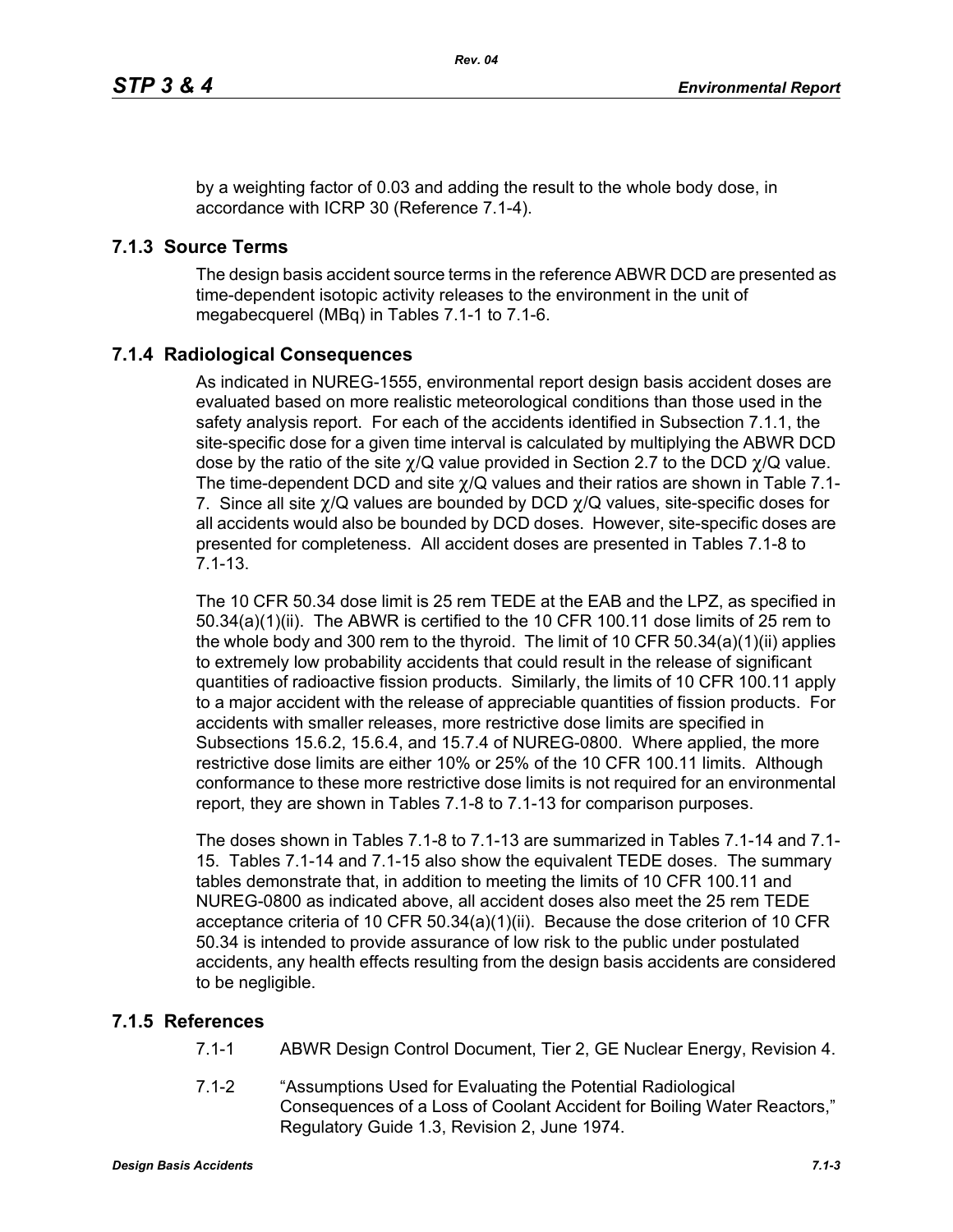by a weighting factor of 0.03 and adding the result to the whole body dose, in accordance with ICRP 30 (Reference 7.1-4).

## 7.1.3 Source Terms

The design basis accident source terms in the reference ABWR DCD are presented as time-dependent isotopic activity releases to the environment in the unit of megabecquerel (MBq) in Tables 7.1-1 to 7.1-6.

## 7.1.4 Radiological Consequences

As indicated in NUREG-1555, environmental report design basis accident doses are evaluated based on more realistic meteorological conditions than those used in the safety analysis report. For each of the accidents identified in Subsection 7.1.1, the site-specific dose for a given time interval is calculated by multiplying the ABWR DCD dose by the ratio of the site $\chi/Q$ value provided in Section 2.7 to the DCD $\chi/Q$ value. The time-dependent DCD and site $\chi/Q$ values and their ratios are shown in Table 7.1-7. Since all site $\chi/Q$ values are bounded by DCD $\chi/Q$ values, site-specific doses for all accidents would also be bounded by DCD doses. However, site-specific doses are presented for completeness. All accident doses are presented in Tables 7.1-8 to 7.1-13.

The 10 CFR 50.34 dose limit is 25 rem TEDE at the EAB and the LPZ, as specified in 50.34(a)(1)(ii). The ABWR is certified to the 10 CFR 100.11 dose limits of 25 rem to the whole body and 300 rem to the thyroid. The limit of 10 CFR 50.34(a)(1)(ii) applies to extremely low probability accidents that could result in the release of significant quantities of radioactive fission products. Similarly, the limits of 10 CFR 100.11 apply to a major accident with the release of appreciable quantities of fission products. For accidents with smaller releases, more restrictive dose limits are specified in Subsections 15.6.2, 15.6.4, and 15.7.4 of NUREG-0800. Where applied, the more restrictive dose limits are either 10% or 25% of the 10 CFR 100.11 limits. Although conformance to these more restrictive dose limits is not required for an environmental report, they are shown in Tables 7.1-8 to 7.1-13 for comparison purposes.

The doses shown in Tables 7.1-8 to 7.1-13 are summarized in Tables 7.1-14 and 7.1-15. Tables 7.1-14 and 7.1-15 also show the equivalent TEDE doses. The summary tables demonstrate that, in addition to meeting the limits of 10 CFR 100.11 and NUREG-0800 as indicated above, all accident doses also meet the 25 rem TEDE acceptance criteria of 10 CFR 50.34(a)(1)(ii). Because the dose criterion of 10 CFR 50.34 is intended to provide assurance of low risk to the public under postulated accidents, any health effects resulting from the design basis accidents are considered to be negligible.

## 7.1.5 References

7.1-1 ABWR Design Control Document, Tier 2, GE Nuclear Energy, Revision 4.

7.1-2 "Assumptions Used for Evaluating the Potential Radiological Consequences of a Loss of Coolant Accident for Boiling Water Reactors," Regulatory Guide 1.3, Revision 2, June 1974.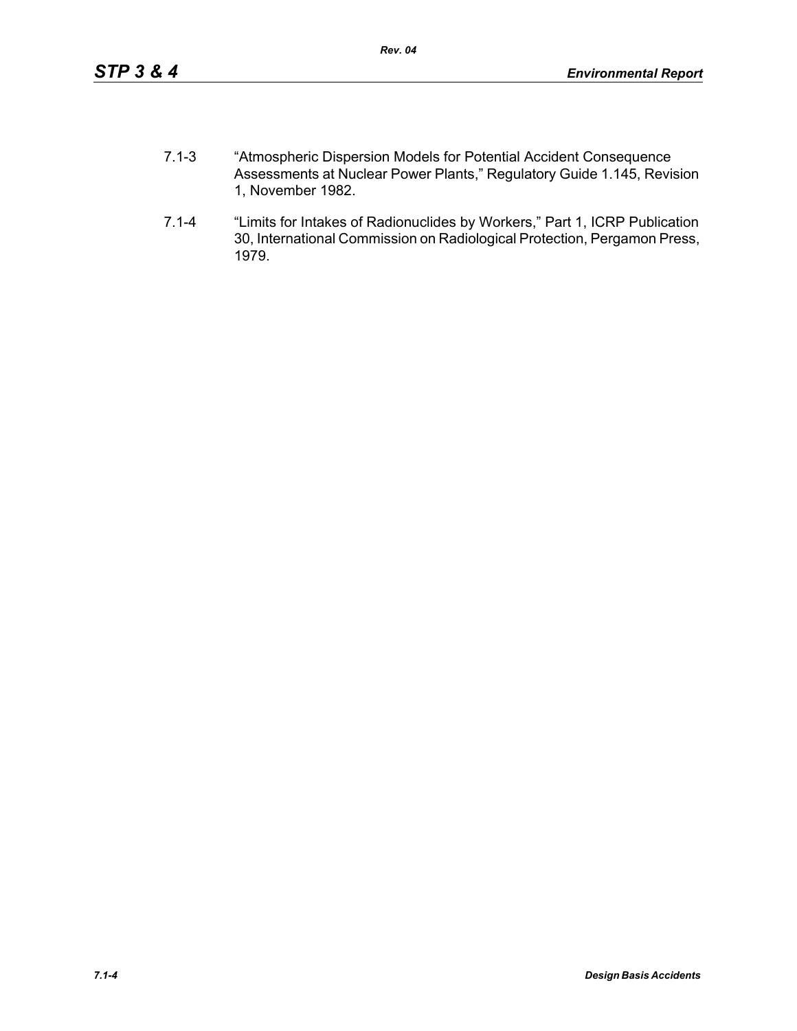7.1-3 “Atmospheric Dispersion Models for Potential Accident Consequence Assessments at Nuclear Power Plants,” Regulatory Guide 1.145, Revision 1, November 1982.

7.1-4 “Limits for Intakes of Radionuclides by Workers,” Part 1, ICRP Publication 30, International Commission on Radiological Protection, Pergamon Press, 1979.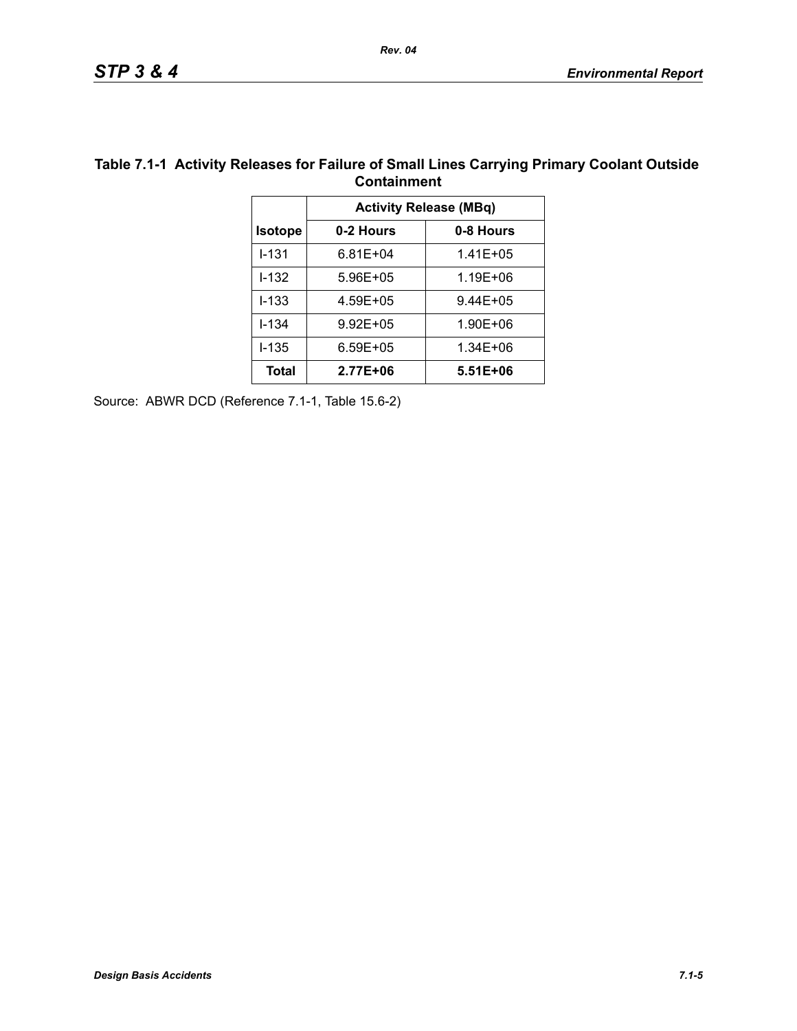**Table 7.1-1 Activity Releases for Failure of Small Lines Carrying Primary Coolant Outside Containment**

| | Activity Release (MBq) | |
|---|---|---|
| **Isotope** | **0-2 Hours** | **0-8 Hours** |
| I-131 | 6.81E+04 | 1.41E+05 |
| I-132 | 5.96E+05 | 1.19E+06 |
| I-133 | 4.59E+05 | 9.44E+05 |
| I-134 | 9.92E+05 | 1.90E+06 |
| I-135 | 6.59E+05 | 1.34E+06 |
| **Total** | **2.77E+06** | **5.51E+06** |

Source: ABWR DCD (Reference 7.1-1, Table 15.6-2)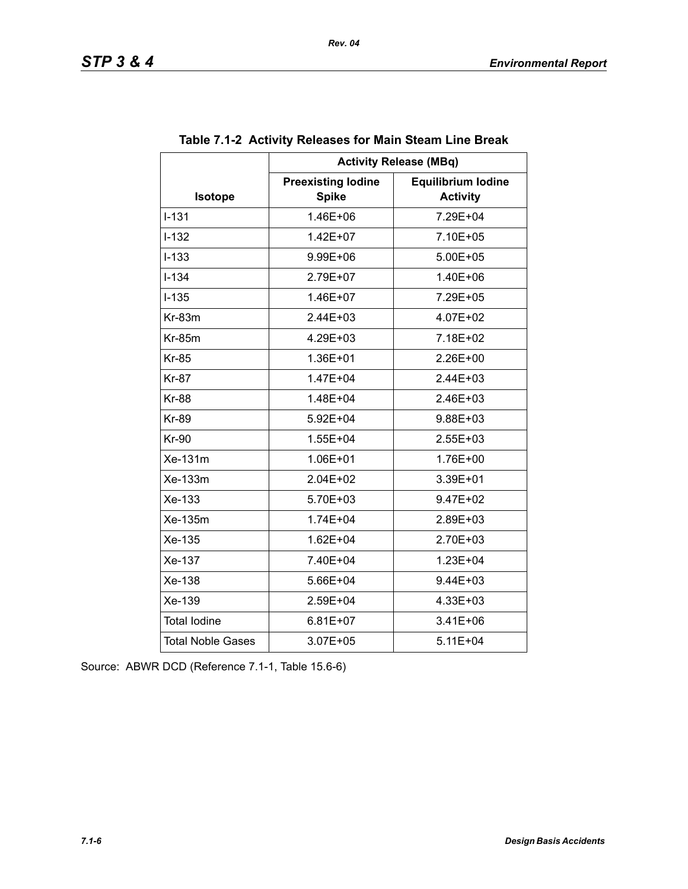**Table 7.1-2 Activity Releases for Main Steam Line Break**

| Isotope | Activity Release (MBq) | |
|---|---|---|
| | Preexisting Iodine Spike | Equilibrium Iodine Activity |
| I-131 | 1.46E+06 | 7.29E+04 |
| I-132 | 1.42E+07 | 7.10E+05 |
| I-133 | 9.99E+06 | 5.00E+05 |
| I-134 | 2.79E+07 | 1.40E+06 |
| I-135 | 1.46E+07 | 7.29E+05 |
| Kr-83m | 2.44E+03 | 4.07E+02 |
| Kr-85m | 4.29E+03 | 7.18E+02 |
| Kr-85 | 1.36E+01 | 2.26E+00 |
| Kr-87 | 1.47E+04 | 2.44E+03 |
| Kr-88 | 1.48E+04 | 2.46E+03 |
| Kr-89 | 5.92E+04 | 9.88E+03 |
| Kr-90 | 1.55E+04 | 2.55E+03 |
| Xe-131m | 1.06E+01 | 1.76E+00 |
| Xe-133m | 2.04E+02 | 3.39E+01 |
| Xe-133 | 5.70E+03 | 9.47E+02 |
| Xe-135m | 1.74E+04 | 2.89E+03 |
| Xe-135 | 1.62E+04 | 2.70E+03 |
| Xe-137 | 7.40E+04 | 1.23E+04 |
| Xe-138 | 5.66E+04 | 9.44E+03 |
| Xe-139 | 2.59E+04 | 4.33E+03 |
| Total Iodine | 6.81E+07 | 3.41E+06 |
| Total Noble Gases | 3.07E+05 | 5.11E+04 |

Source: ABWR DCD (Reference 7.1-1, Table 15.6-6)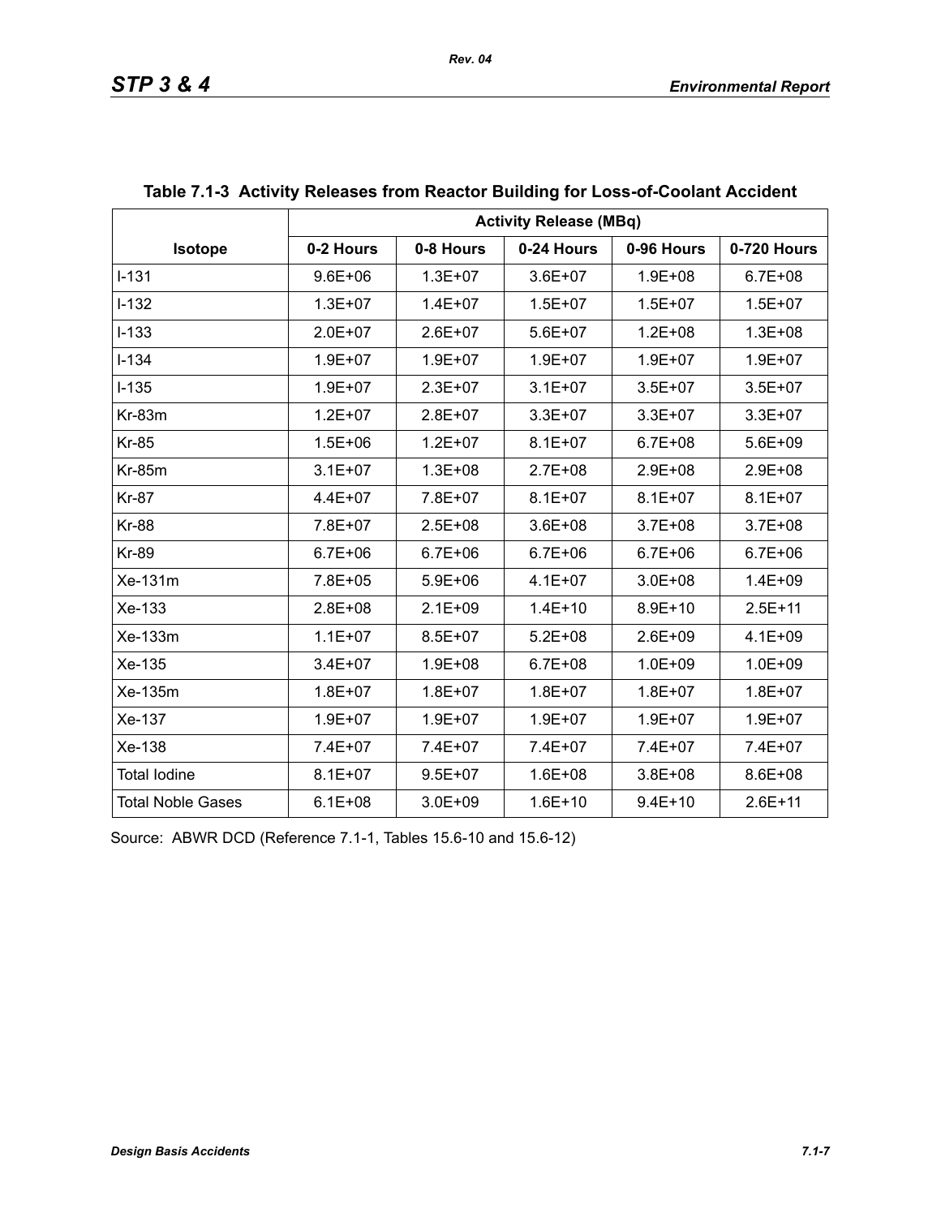**Table 7.1-3 Activity Releases from Reactor Building for Loss-of-Coolant Accident**

| Isotope | Activity Release (MBq) | | | | |
|---|---|---|---|---|---|
| | 0-2 Hours | 0-8 Hours | 0-24 Hours | 0-96 Hours | 0-720 Hours |
| I-131 | 9.6E+06 | 1.3E+07 | 3.6E+07 | 1.9E+08 | 6.7E+08 |
| I-132 | 1.3E+07 | 1.4E+07 | 1.5E+07 | 1.5E+07 | 1.5E+07 |
| I-133 | 2.0E+07 | 2.6E+07 | 5.6E+07 | 1.2E+08 | 1.3E+08 |
| I-134 | 1.9E+07 | 1.9E+07 | 1.9E+07 | 1.9E+07 | 1.9E+07 |
| I-135 | 1.9E+07 | 2.3E+07 | 3.1E+07 | 3.5E+07 | 3.5E+07 |
| Kr-83m | 1.2E+07 | 2.8E+07 | 3.3E+07 | 3.3E+07 | 3.3E+07 |
| Kr-85 | 1.5E+06 | 1.2E+07 | 8.1E+07 | 6.7E+08 | 5.6E+09 |
| Kr-85m | 3.1E+07 | 1.3E+08 | 2.7E+08 | 2.9E+08 | 2.9E+08 |
| Kr-87 | 4.4E+07 | 7.8E+07 | 8.1E+07 | 8.1E+07 | 8.1E+07 |
| Kr-88 | 7.8E+07 | 2.5E+08 | 3.6E+08 | 3.7E+08 | 3.7E+08 |
| Kr-89 | 6.7E+06 | 6.7E+06 | 6.7E+06 | 6.7E+06 | 6.7E+06 |
| Xe-131m | 7.8E+05 | 5.9E+06 | 4.1E+07 | 3.0E+08 | 1.4E+09 |
| Xe-133 | 2.8E+08 | 2.1E+09 | 1.4E+10 | 8.9E+10 | 2.5E+11 |
| Xe-133m | 1.1E+07 | 8.5E+07 | 5.2E+08 | 2.6E+09 | 4.1E+09 |
| Xe-135 | 3.4E+07 | 1.9E+08 | 6.7E+08 | 1.0E+09 | 1.0E+09 |
| Xe-135m | 1.8E+07 | 1.8E+07 | 1.8E+07 | 1.8E+07 | 1.8E+07 |
| Xe-137 | 1.9E+07 | 1.9E+07 | 1.9E+07 | 1.9E+07 | 1.9E+07 |
| Xe-138 | 7.4E+07 | 7.4E+07 | 7.4E+07 | 7.4E+07 | 7.4E+07 |
| Total Iodine | 8.1E+07 | 9.5E+07 | 1.6E+08 | 3.8E+08 | 8.6E+08 |
| Total Noble Gases | 6.1E+08 | 3.0E+09 | 1.6E+10 | 9.4E+10 | 2.6E+11 |

Source: ABWR DCD (Reference 7.1-1, Tables 15.6-10 and 15.6-12)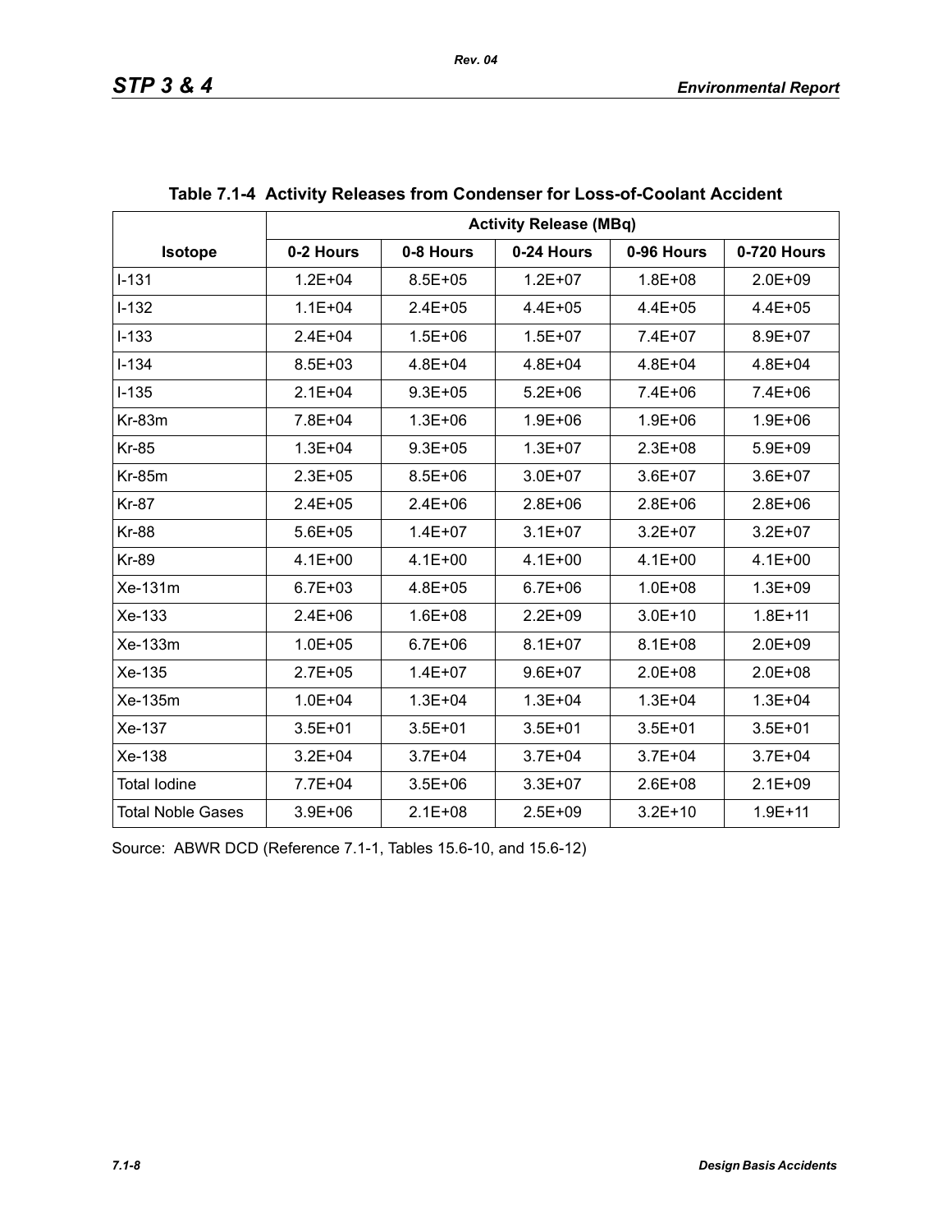**Table 7.1-4 Activity Releases from Condenser for Loss-of-Coolant Accident**

| Isotope | Activity Release (MBq) | | | | |
|---|---|---|---|---|---|
| | 0-2 Hours | 0-8 Hours | 0-24 Hours | 0-96 Hours | 0-720 Hours |
| I-131 | 1.2E+04 | 8.5E+05 | 1.2E+07 | 1.8E+08 | 2.0E+09 |
| I-132 | 1.1E+04 | 2.4E+05 | 4.4E+05 | 4.4E+05 | 4.4E+05 |
| I-133 | 2.4E+04 | 1.5E+06 | 1.5E+07 | 7.4E+07 | 8.9E+07 |
| I-134 | 8.5E+03 | 4.8E+04 | 4.8E+04 | 4.8E+04 | 4.8E+04 |
| I-135 | 2.1E+04 | 9.3E+05 | 5.2E+06 | 7.4E+06 | 7.4E+06 |
| Kr-83m | 7.8E+04 | 1.3E+06 | 1.9E+06 | 1.9E+06 | 1.9E+06 |
| Kr-85 | 1.3E+04 | 9.3E+05 | 1.3E+07 | 2.3E+08 | 5.9E+09 |
| Kr-85m | 2.3E+05 | 8.5E+06 | 3.0E+07 | 3.6E+07 | 3.6E+07 |
| Kr-87 | 2.4E+05 | 2.4E+06 | 2.8E+06 | 2.8E+06 | 2.8E+06 |
| Kr-88 | 5.6E+05 | 1.4E+07 | 3.1E+07 | 3.2E+07 | 3.2E+07 |
| Kr-89 | 4.1E+00 | 4.1E+00 | 4.1E+00 | 4.1E+00 | 4.1E+00 |
| Xe-131m | 6.7E+03 | 4.8E+05 | 6.7E+06 | 1.0E+08 | 1.3E+09 |
| Xe-133 | 2.4E+06 | 1.6E+08 | 2.2E+09 | 3.0E+10 | 1.8E+11 |
| Xe-133m | 1.0E+05 | 6.7E+06 | 8.1E+07 | 8.1E+08 | 2.0E+09 |
| Xe-135 | 2.7E+05 | 1.4E+07 | 9.6E+07 | 2.0E+08 | 2.0E+08 |
| Xe-135m | 1.0E+04 | 1.3E+04 | 1.3E+04 | 1.3E+04 | 1.3E+04 |
| Xe-137 | 3.5E+01 | 3.5E+01 | 3.5E+01 | 3.5E+01 | 3.5E+01 |
| Xe-138 | 3.2E+04 | 3.7E+04 | 3.7E+04 | 3.7E+04 | 3.7E+04 |
| Total Iodine | 7.7E+04 | 3.5E+06 | 3.3E+07 | 2.6E+08 | 2.1E+09 |
| Total Noble Gases | 3.9E+06 | 2.1E+08 | 2.5E+09 | 3.2E+10 | 1.9E+11 |

Source: ABWR DCD (Reference 7.1-1, Tables 15.6-10, and 15.6-12)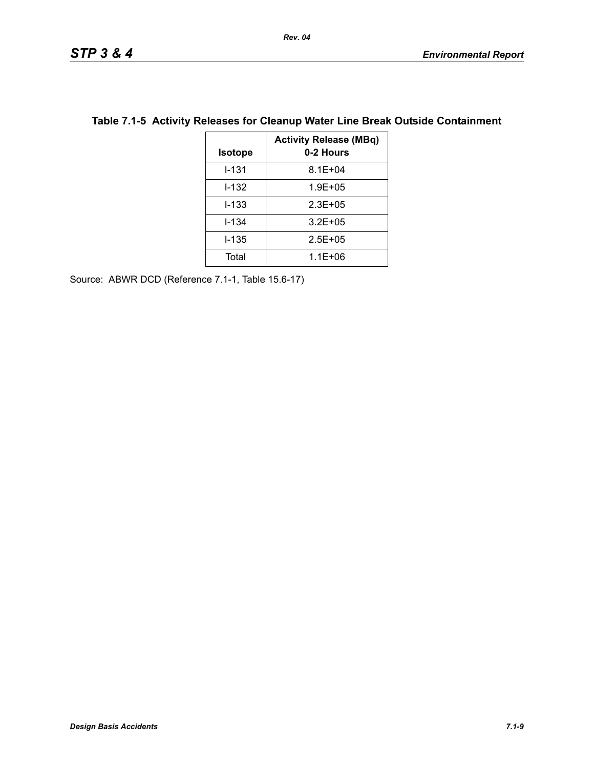**Table 7.1-5 Activity Releases for Cleanup Water Line Break Outside Containment**

| Isotope | Activity Release (MBq) 0-2 Hours |
|---|---|
| I-131 | 8.1E+04 |
| I-132 | 1.9E+05 |
| I-133 | 2.3E+05 |
| I-134 | 3.2E+05 |
| I-135 | 2.5E+05 |
| Total | 1.1E+06 |

Source: ABWR DCD (Reference 7.1-1, Table 15.6-17)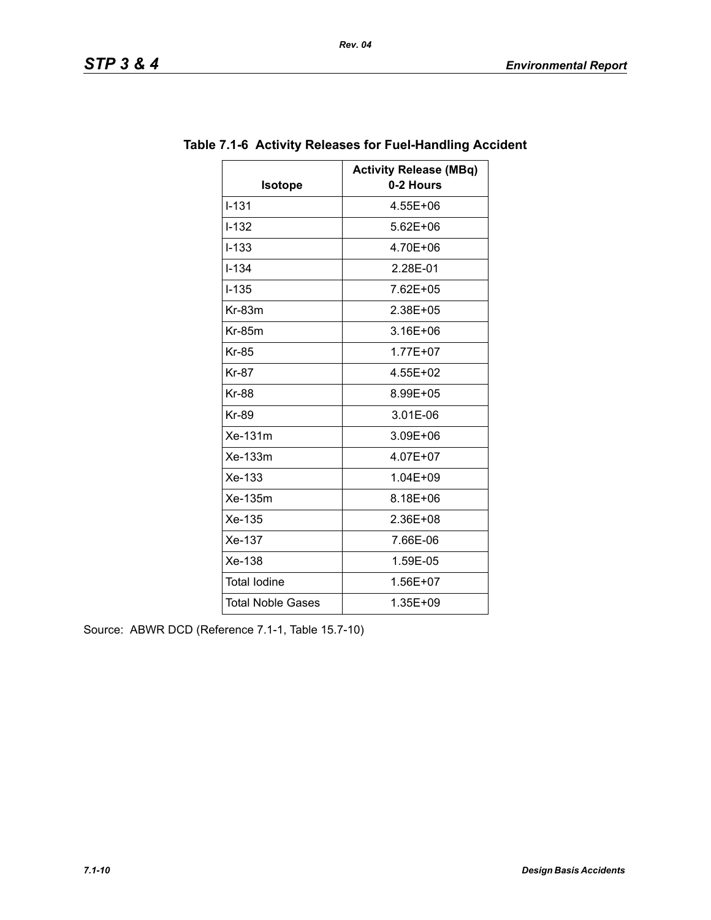**Table 7.1-6 Activity Releases for Fuel-Handling Accident**

| Isotope | Activity Release (MBq) 0-2 Hours |
|---|---|
| I-131 | 4.55E+06 |
| I-132 | 5.62E+06 |
| I-133 | 4.70E+06 |
| I-134 | 2.28E-01 |
| I-135 | 7.62E+05 |
| Kr-83m | 2.38E+05 |
| Kr-85m | 3.16E+06 |
| Kr-85 | 1.77E+07 |
| Kr-87 | 4.55E+02 |
| Kr-88 | 8.99E+05 |
| Kr-89 | 3.01E-06 |
| Xe-131m | 3.09E+06 |
| Xe-133m | 4.07E+07 |
| Xe-133 | 1.04E+09 |
| Xe-135m | 8.18E+06 |
| Xe-135 | 2.36E+08 |
| Xe-137 | 7.66E-06 |
| Xe-138 | 1.59E-05 |
| Total Iodine | 1.56E+07 |
| Total Noble Gases | 1.35E+09 |

Source: ABWR DCD (Reference 7.1-1, Table 15.7-10)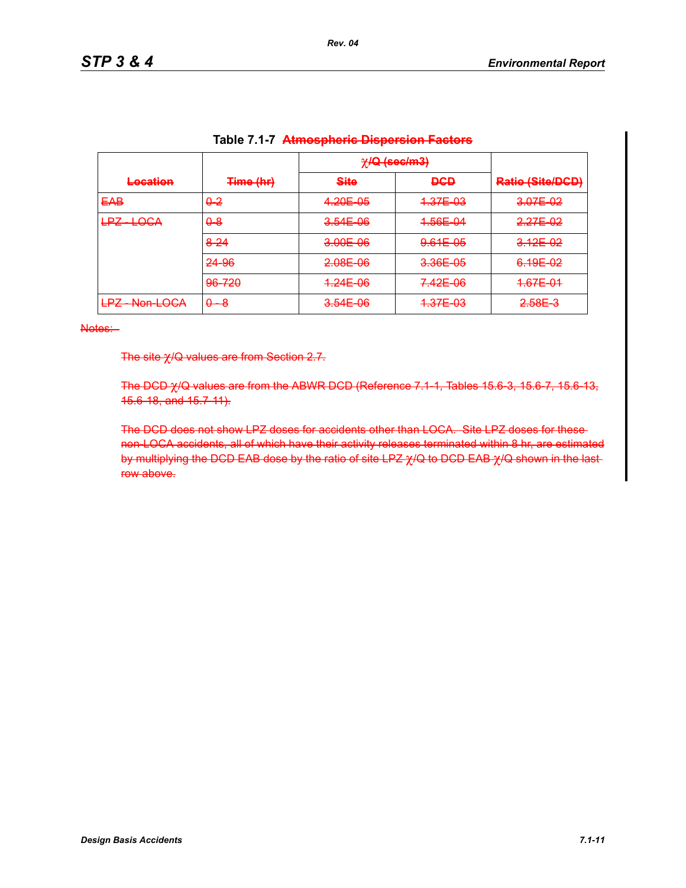## Table 7.1-7 ~~Atmospheric Dispersion Factors~~

| ~~Location~~ | ~~Time (hr)~~ | ~~χ/Q (sec/m3)~~ | | ~~Ratio (Site/DCD)~~ |
|---|---|---|---|---|
| | | ~~Site~~ | ~~DCD~~ | |
| ~~EAB~~ | ~~0-2~~ | ~~4.20E-05~~ | ~~1.37E-03~~ | ~~3.07E-02~~ |
| ~~LPZ - LOCA~~ | ~~0-8~~ | ~~3.54E-06~~ | ~~1.56E-04~~ | ~~2.27E-02~~ |
| | ~~8-24~~ | ~~3.00E-06~~ | ~~9.61E-05~~ | ~~3.12E-02~~ |
| | ~~24-96~~ | ~~2.08E-06~~ | ~~3.36E-05~~ | ~~6.19E-02~~ |
| | ~~96-720~~ | ~~1.24E-06~~ | ~~7.42E-06~~ | ~~1.67E-01~~ |
| ~~LPZ - Non-LOCA~~ | ~~0 - 8~~ | ~~3.54E-06~~ | ~~1.37E-03~~ | ~~2.58E-3~~ |

~~Notes:~~

~~The site χ/Q values are from Section 2.7.~~

~~The DCD χ/Q values are from the ABWR DCD (Reference 7.1-1, Tables 15.6-3, 15.6-7, 15.6-13, 15.6-18, and 15.7-11).~~

~~The DCD does not show LPZ doses for accidents other than LOCA. Site LPZ doses for these non-LOCA accidents, all of which have their activity releases terminated within 8 hr, are estimated by multiplying the DCD EAB dose by the ratio of site LPZ χ/Q to DCD EAB χ/Q shown in the last row above.~~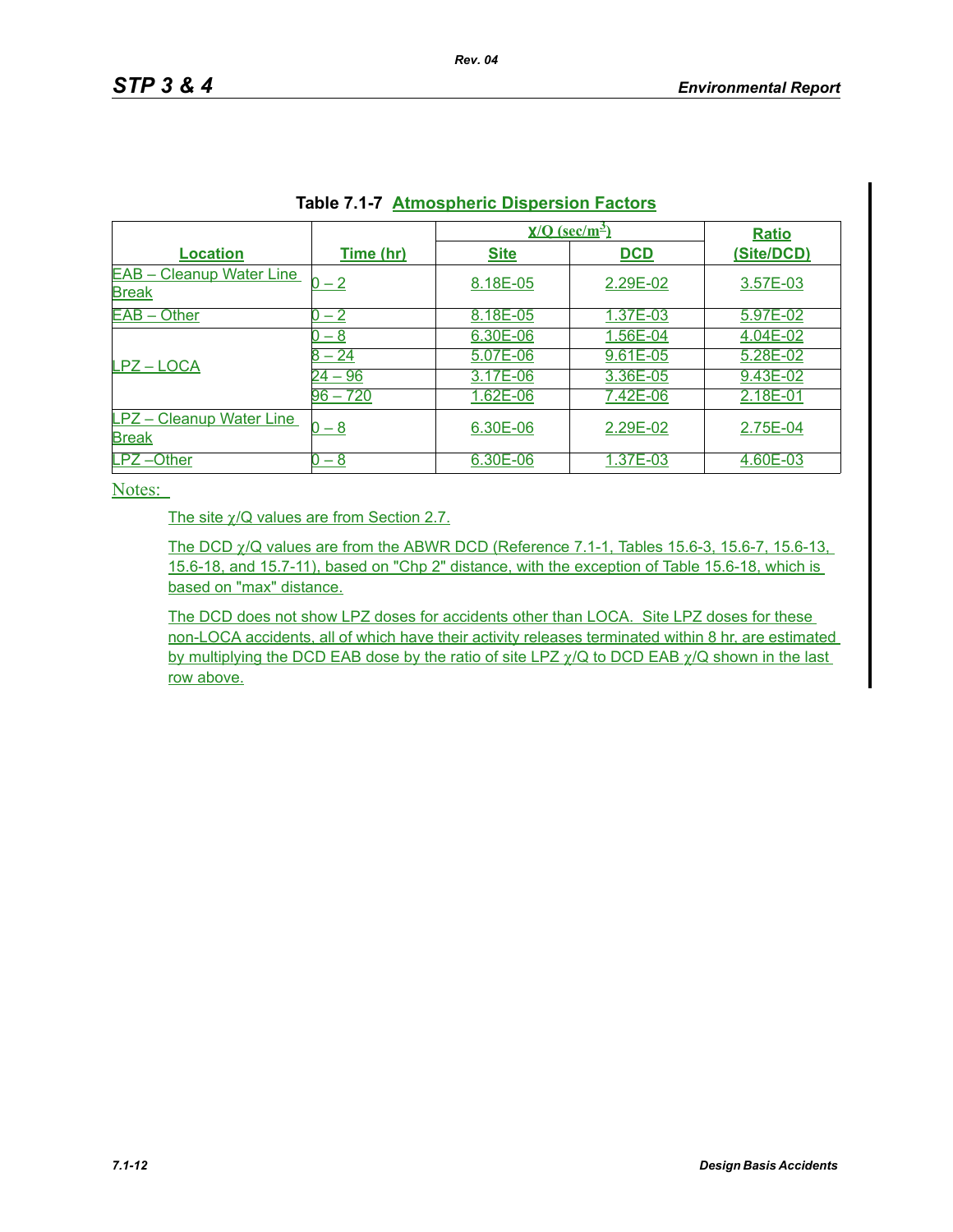## Table 7.1-7 Atmospheric Dispersion Factors

| Location | Time (hr) | $\chi/Q$ (sec/m$^3$) | | Ratio (Site/DCD) |
|---|---|---|---|---|
| | | Site | DCD | |
| EAB – Cleanup Water Line Break | 0 – 2 | 8.18E-05 | 2.29E-02 | 3.57E-03 |
| EAB – Other | 0 – 2 | 8.18E-05 | 1.37E-03 | 5.97E-02 |
| LPZ – LOCA | 0 – 8 | 6.30E-06 | 1.56E-04 | 4.04E-02 |
| | 8 – 24 | 5.07E-06 | 9.61E-05 | 5.28E-02 |
| | 24 – 96 | 3.17E-06 | 3.36E-05 | 9.43E-02 |
| | 96 – 720 | 1.62E-06 | 7.42E-06 | 2.18E-01 |
| LPZ – Cleanup Water Line Break | 0 – 8 | 6.30E-06 | 2.29E-02 | 2.75E-04 |
| LPZ –Other | 0 – 8 | 6.30E-06 | 1.37E-03 | 4.60E-03 |

Notes:

The site $\chi/Q$ values are from Section 2.7.

The DCD $\chi/Q$ values are from the ABWR DCD (Reference 7.1-1, Tables 15.6-3, 15.6-7, 15.6-13, 15.6-18, and 15.7-11), based on "Chp 2" distance, with the exception of Table 15.6-18, which is based on "max" distance.

The DCD does not show LPZ doses for accidents other than LOCA. Site LPZ doses for these non-LOCA accidents, all of which have their activity releases terminated within 8 hr, are estimated by multiplying the DCD EAB dose by the ratio of site LPZ $\chi/Q$ to DCD EAB $\chi/Q$ shown in the last row above.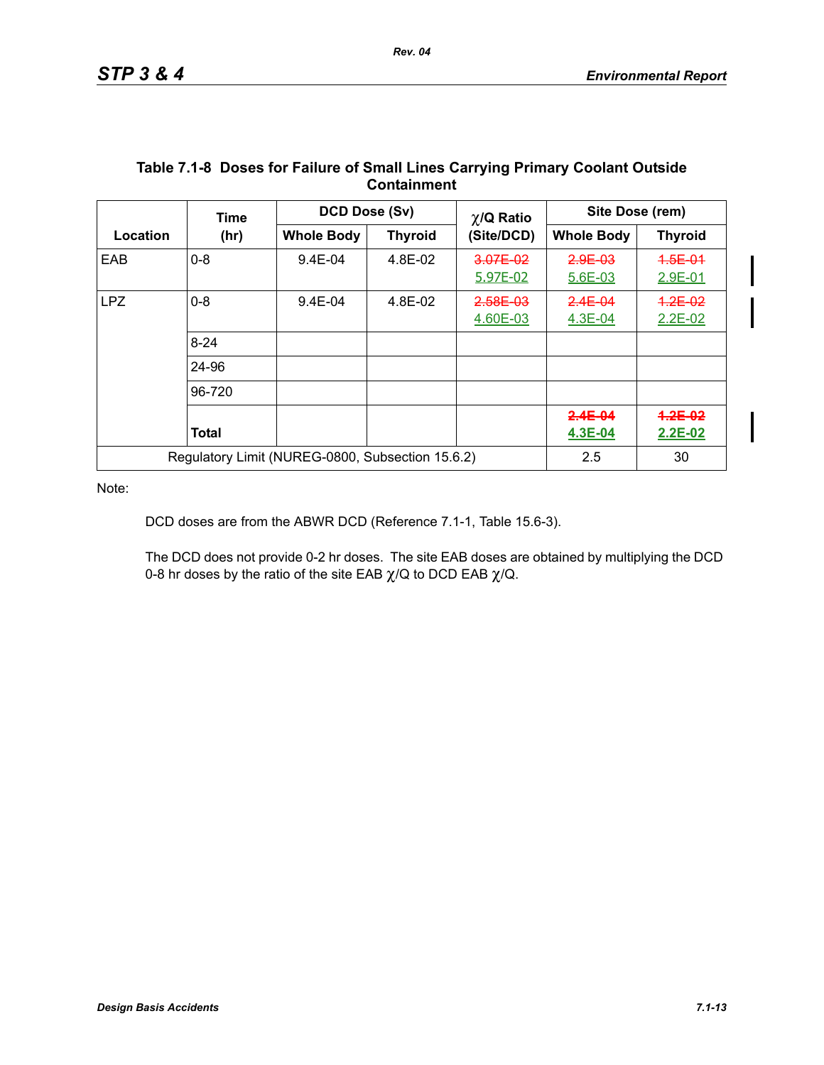**Table 7.1-8 Doses for Failure of Small Lines Carrying Primary Coolant Outside Containment**

| Location | Time (hr) | DCD Dose (Sv) | | χ/Q Ratio | Site Dose (rem) | |
|---|---|---|---|---|---|---|
| | | Whole Body | Thyroid | (Site/DCD) | Whole Body | Thyroid |
| EAB | 0-8 | 9.4E-04 | 4.8E-02 | ~~3.07E-02~~ 5.97E-02 | ~~2.9E-03~~ 5.6E-03 | ~~1.5E-01~~ 2.9E-01 |
| LPZ | 0-8 | 9.4E-04 | 4.8E-02 | ~~2.58E-03~~ 4.60E-03 | ~~2.4E-04~~ 4.3E-04 | ~~1.2E-02~~ 2.2E-02 |
| | 8-24 | | | | | |
| | 24-96 | | | | | |
| | 96-720 | | | | | |
| | **Total** | | | | **~~2.4E-04~~ 4.3E-04** | **~~1.2E-02~~ 2.2E-02** |
| Regulatory Limit (NUREG-0800, Subsection 15.6.2) | | | | | 2.5 | 30 |

Note:

DCD doses are from the ABWR DCD (Reference 7.1-1, Table 15.6-3).

The DCD does not provide 0-2 hr doses. The site EAB doses are obtained by multiplying the DCD 0-8 hr doses by the ratio of the site EAB χ/Q to DCD EAB χ/Q.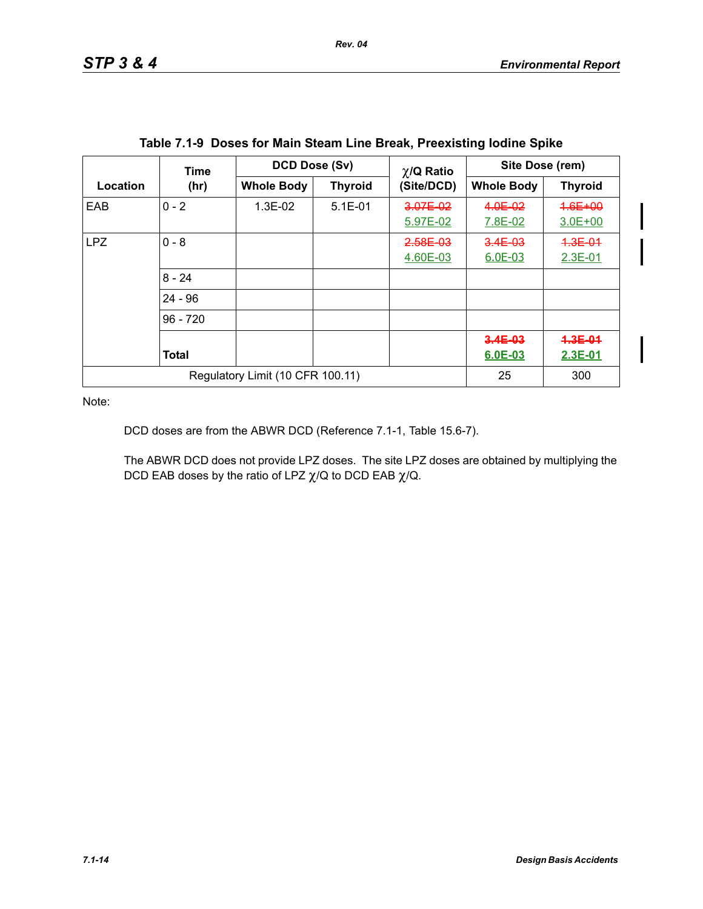**Table 7.1-9 Doses for Main Steam Line Break, Preexisting Iodine Spike**

| Location | Time (hr) | DCD Dose (Sv) | | $\chi$/Q Ratio (Site/DCD) | Site Dose (rem) | |
|---|---|---|---|---|---|---|
| | | Whole Body | Thyroid | | Whole Body | Thyroid |
| EAB | 0 - 2 | 1.3E-02 | 5.1E-01 | ~~3.07E-02~~ 5.97E-02 | ~~4.0E-02~~ 7.8E-02 | ~~1.6E+00~~ 3.0E+00 |
| LPZ | 0 - 8 | | | ~~2.58E-03~~ 4.60E-03 | ~~3.4E-03~~ 6.0E-03 | ~~1.3E-01~~ 2.3E-01 |
| | 8 - 24 | | | | | |
| | 24 - 96 | | | | | |
| | 96 - 720 | | | | | |
| | **Total** | | | | **~~3.4E-03~~ 6.0E-03** | **~~1.3E-01~~ 2.3E-01** |
| Regulatory Limit (10 CFR 100.11) | | | | | 25 | 300 |

Note:

DCD doses are from the ABWR DCD (Reference 7.1-1, Table 15.6-7).

The ABWR DCD does not provide LPZ doses. The site LPZ doses are obtained by multiplying the DCD EAB doses by the ratio of LPZ $\chi$/Q to DCD EAB $\chi$/Q.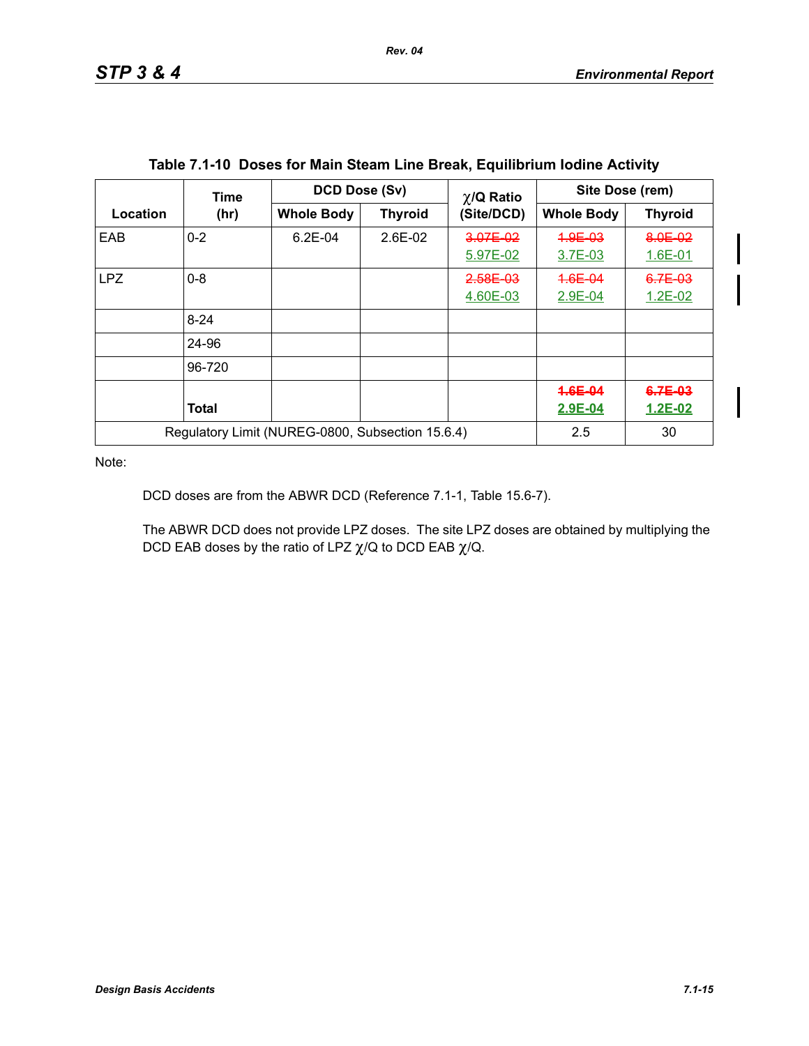### Table 7.1-10 Doses for Main Steam Line Break, Equilibrium Iodine Activity

| Location | Time (hr) | DCD Dose (Sv) | | $\chi$/Q Ratio (Site/DCD) | Site Dose (rem) | |
|---|---|---|---|---|---|---|
| | | Whole Body | Thyroid | | Whole Body | Thyroid |
| EAB | 0-2 | 6.2E-04 | 2.6E-02 | ~~3.07E-02~~ 5.97E-02 | ~~1.9E-03~~ 3.7E-03 | ~~8.0E-02~~ 1.6E-01 |
| LPZ | 0-8 | | | ~~2.58E-03~~ 4.60E-03 | ~~1.6E-04~~ 2.9E-04 | ~~6.7E-03~~ 1.2E-02 |
| | 8-24 | | | | | |
| | 24-96 | | | | | |
| | 96-720 | | | | | |
| | **Total** | | | | **~~1.6E-04~~ 2.9E-04** | **~~6.7E-03~~ 1.2E-02** |
| Regulatory Limit (NUREG-0800, Subsection 15.6.4) | | | | | 2.5 | 30 |

Note:

DCD doses are from the ABWR DCD (Reference 7.1-1, Table 15.6-7).

The ABWR DCD does not provide LPZ doses. The site LPZ doses are obtained by multiplying the DCD EAB doses by the ratio of LPZ $\chi$/Q to DCD EAB $\chi$/Q.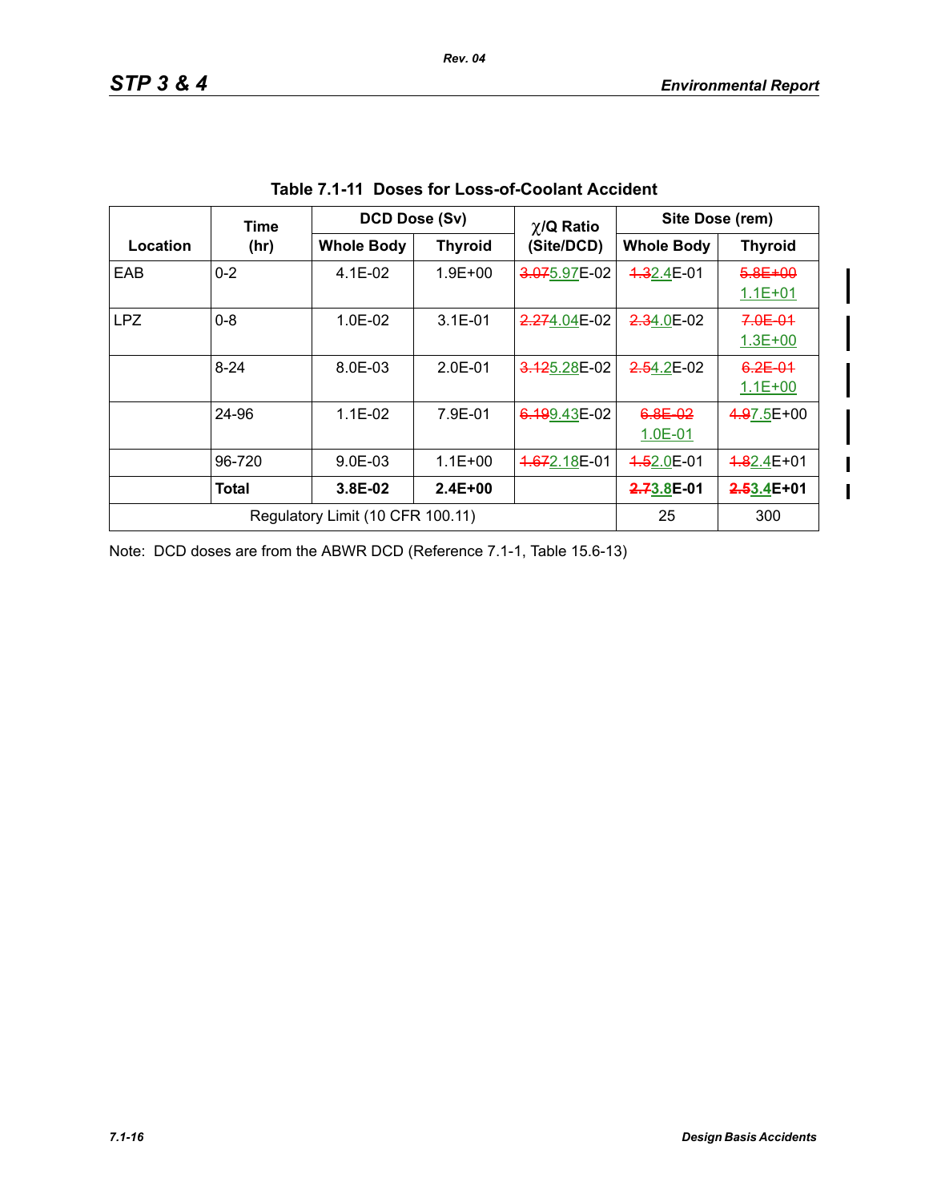**Table 7.1-11 Doses for Loss-of-Coolant Accident**

| Location | Time (hr) | DCD Dose (Sv) | | $\chi$/Q Ratio (Site/DCD) | Site Dose (rem) | |
|---|---|---|---|---|---|---|
| | | Whole Body | Thyroid | | Whole Body | Thyroid |
| EAB | 0-2 | 4.1E-02 | 1.9E+00 | ~~3.07~~5.97E-02 | ~~1.3~~2.4E-01 | ~~5.8E+00~~ 1.1E+01 |
| LPZ | 0-8 | 1.0E-02 | 3.1E-01 | ~~2.27~~4.04E-02 | ~~2.3~~4.0E-02 | ~~7.0E-01~~ 1.3E+00 |
| | 8-24 | 8.0E-03 | 2.0E-01 | ~~3.12~~5.28E-02 | ~~2.5~~4.2E-02 | ~~6.2E-01~~ 1.1E+00 |
| | 24-96 | 1.1E-02 | 7.9E-01 | ~~6.19~~9.43E-02 | ~~6.8E-02~~ 1.0E-01 | ~~4.9~~7.5E+00 |
| | 96-720 | 9.0E-03 | 1.1E+00 | ~~1.67~~2.18E-01 | ~~1.5~~2.0E-01 | ~~1.8~~2.4E+01 |
| | **Total** | **3.8E-02** | **2.4E+00** | | **~~2.7~~3.8E-01** | **~~2.5~~3.4E+01** |
| Regulatory Limit (10 CFR 100.11) | | | | | 25 | 300 |

Note: DCD doses are from the ABWR DCD (Reference 7.1-1, Table 15.6-13)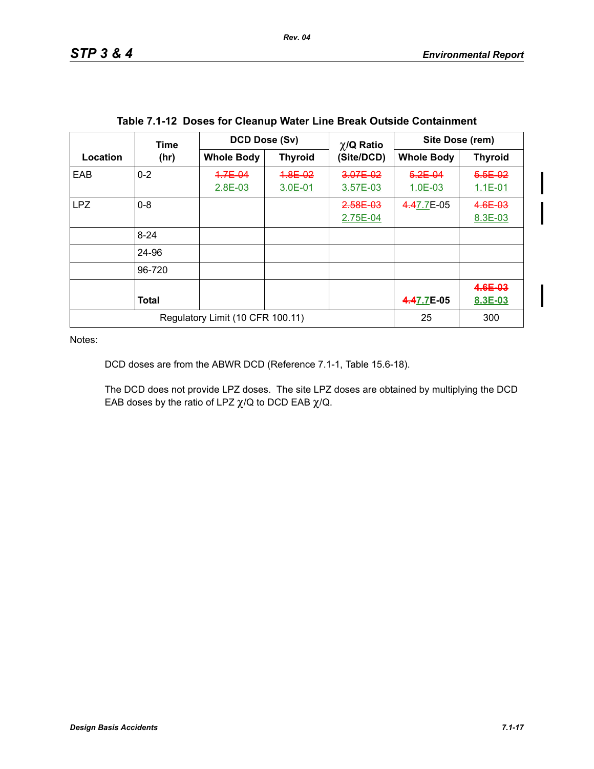**Table 7.1-12 Doses for Cleanup Water Line Break Outside Containment**

| Location | Time (hr) | DCD Dose (Sv) | | χ/Q Ratio (Site/DCD) | Site Dose (rem) | |
|---|---|---|---|---|---|---|
| | | Whole Body | Thyroid | | Whole Body | Thyroid |
| EAB | 0-2 | ~~1.7E-04~~ 2.8E-03 | ~~1.8E-02~~ 3.0E-01 | ~~3.07E-02~~ 3.57E-03 | ~~5.2E-04~~ 1.0E-03 | ~~5.5E-02~~ 1.1E-01 |
| LPZ | 0-8 | | | ~~2.58E-03~~ 2.75E-04 | ~~4.4~~7.7E-05 | ~~4.6E-03~~ 8.3E-03 |
| | 8-24 | | | | | |
| | 24-96 | | | | | |
| | 96-720 | | | | | |
| | **Total** | | | | **~~4.4~~7.7E-05** | **~~4.6E-03~~ 8.3E-03** |
| Regulatory Limit (10 CFR 100.11) | | | | | 25 | 300 |

Notes:

DCD doses are from the ABWR DCD (Reference 7.1-1, Table 15.6-18).

The DCD does not provide LPZ doses. The site LPZ doses are obtained by multiplying the DCD EAB doses by the ratio of LPZ χ/Q to DCD EAB χ/Q.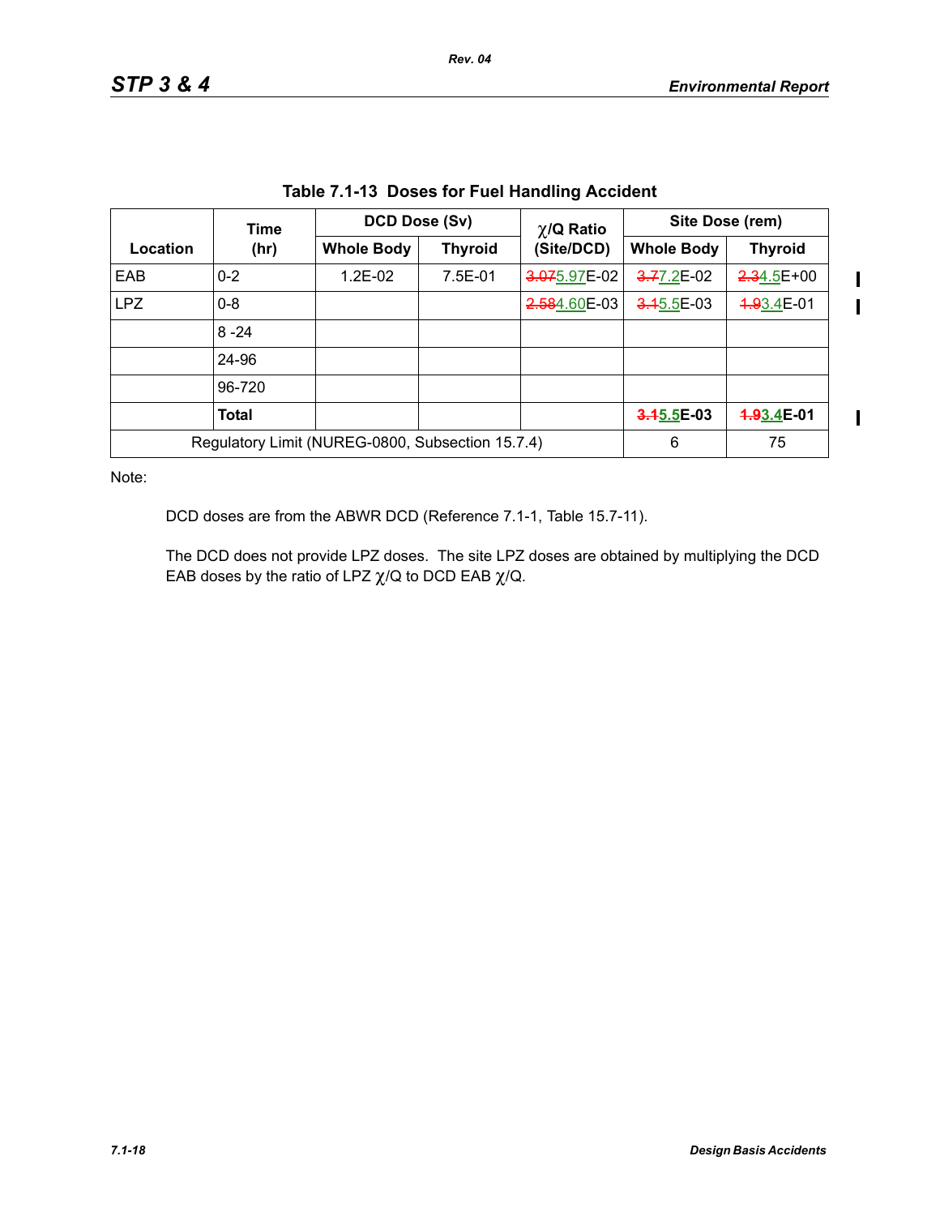**Table 7.1-13 Doses for Fuel Handling Accident**

| Location | Time (hr) | DCD Dose (Sv) | | $\chi$/Q Ratio (Site/DCD) | Site Dose (rem) | |
|---|---|---|---|---|---|---|
| | | Whole Body | Thyroid | | Whole Body | Thyroid |
| EAB | 0-2 | 1.2E-02 | 7.5E-01 | ~~3.07~~5.97E-02 | ~~3.7~~7.2E-02 | ~~2.3~~4.5E+00 |
| LPZ | 0-8 | | | ~~2.58~~4.60E-03 | ~~3.1~~5.5E-03 | ~~1.9~~3.4E-01 |
| | 8 -24 | | | | | |
| | 24-96 | | | | | |
| | 96-720 | | | | | |
| | **Total** | | | | **~~3.1~~5.5E-03** | **~~1.9~~3.4E-01** |
| Regulatory Limit (NUREG-0800, Subsection 15.7.4) | | | | | 6 | 75 |

Note:

DCD doses are from the ABWR DCD (Reference 7.1-1, Table 15.7-11).

The DCD does not provide LPZ doses. The site LPZ doses are obtained by multiplying the DCD EAB doses by the ratio of LPZ $\chi$/Q to DCD EAB $\chi$/Q.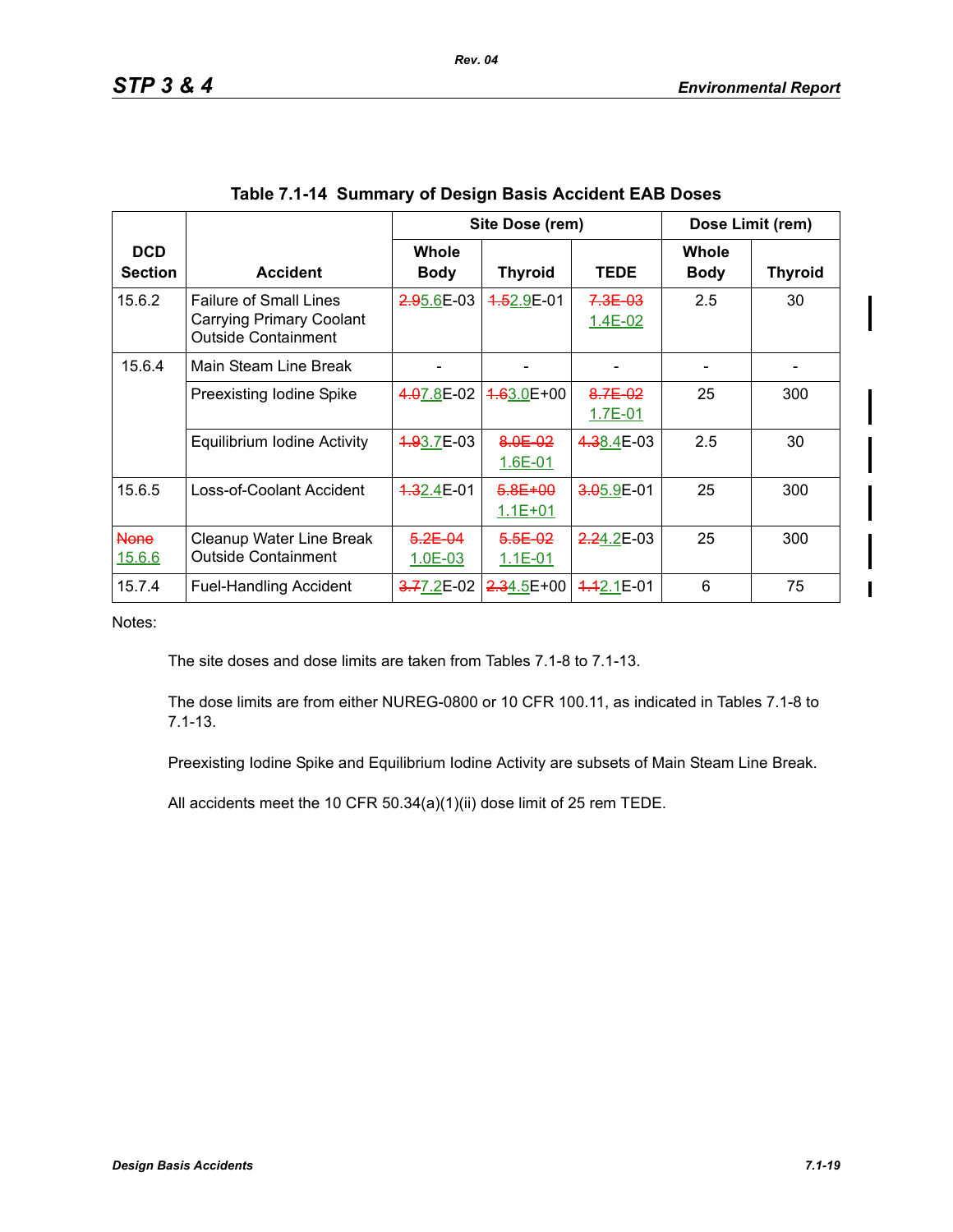**Table 7.1-14 Summary of Design Basis Accident EAB Doses**

| DCD Section | Accident | Site Dose (rem) | | | Dose Limit (rem) | |
|---|---|---|---|---|---|---|
| | | Whole Body | Thyroid | TEDE | Whole Body | Thyroid |
| 15.6.2 | Failure of Small Lines Carrying Primary Coolant Outside Containment | ~~2.9~~5.6E-03 | ~~1.5~~2.9E-01 | ~~7.3E-03~~ 1.4E-02 | 2.5 | 30 |
| 15.6.4 | Main Steam Line Break | - | - | - | - | - |
| | Preexisting Iodine Spike | ~~4.0~~7.8E-02 | ~~1.6~~3.0E+00 | ~~8.7E-02~~ 1.7E-01 | 25 | 300 |
| | Equilibrium Iodine Activity | ~~1.9~~3.7E-03 | ~~8.0E-02~~ 1.6E-01 | ~~4.3~~8.4E-03 | 2.5 | 30 |
| 15.6.5 | Loss-of-Coolant Accident | ~~1.3~~2.4E-01 | ~~5.8E+00~~ 1.1E+01 | ~~3.0~~5.9E-01 | 25 | 300 |
| ~~None~~ 15.6.6 | Cleanup Water Line Break Outside Containment | ~~5.2E-04~~ 1.0E-03 | ~~5.5E-02~~ 1.1E-01 | ~~2.2~~4.2E-03 | 25 | 300 |
| 15.7.4 | Fuel-Handling Accident | ~~3.7~~7.2E-02 | ~~2.3~~4.5E+00 | ~~1.1~~2.1E-01 | 6 | 75 |

Notes:

The site doses and dose limits are taken from Tables 7.1-8 to 7.1-13.

The dose limits are from either NUREG-0800 or 10 CFR 100.11, as indicated in Tables 7.1-8 to 7.1-13.

Preexisting Iodine Spike and Equilibrium Iodine Activity are subsets of Main Steam Line Break.

All accidents meet the 10 CFR 50.34(a)(1)(ii) dose limit of 25 rem TEDE.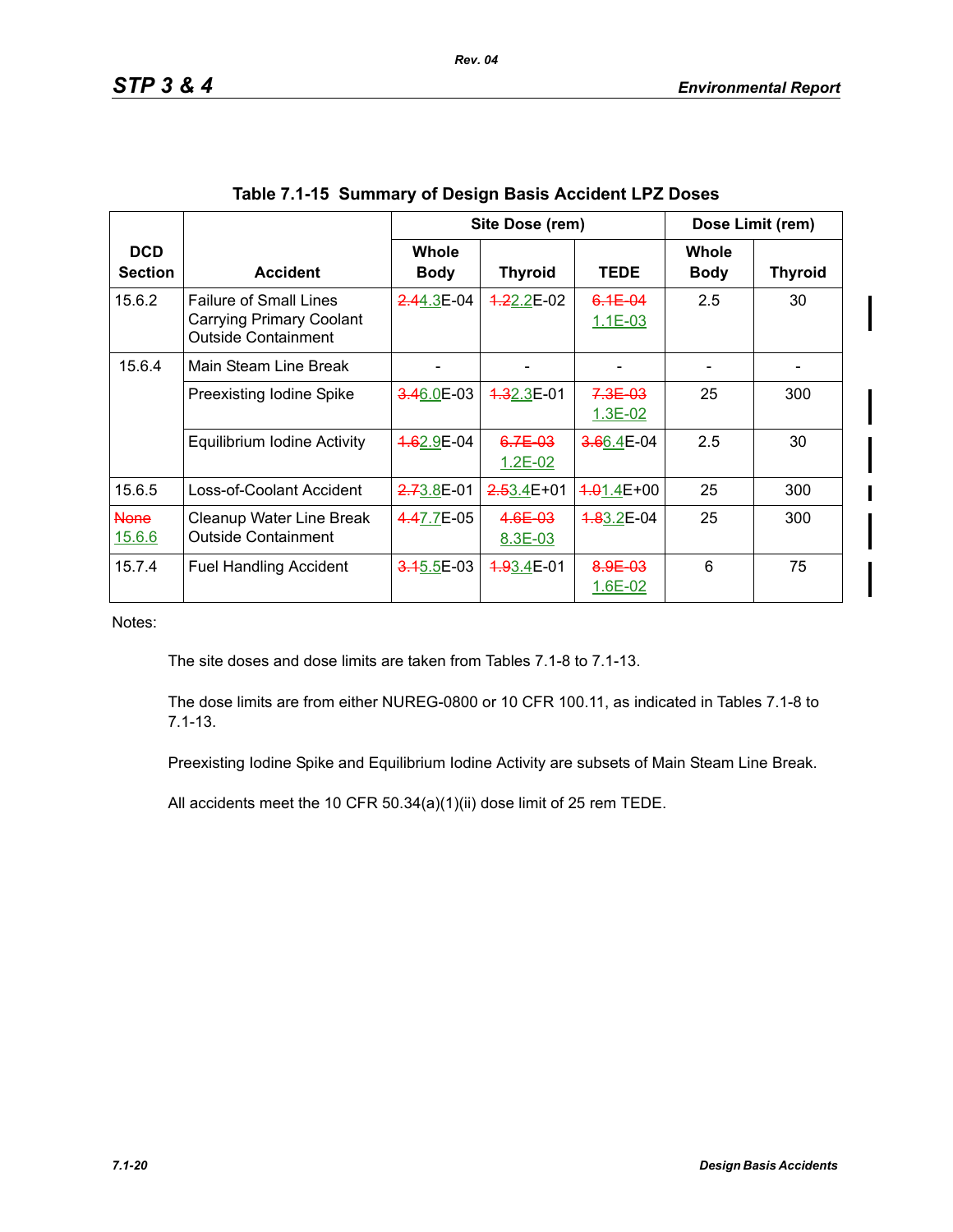**Table 7.1-15 Summary of Design Basis Accident LPZ Doses**

| DCD Section | Accident | Site Dose (rem) | | | Dose Limit (rem) | |
|---|---|---|---|---|---|---|
| | | Whole Body | Thyroid | TEDE | Whole Body | Thyroid |
| 15.6.2 | Failure of Small Lines Carrying Primary Coolant Outside Containment | ~~2.4~~4.3E-04 | ~~1.2~~2.2E-02 | ~~6.1E-04~~ 1.1E-03 | 2.5 | 30 |
| 15.6.4 | Main Steam Line Break | - | - | - | - | - |
| | Preexisting Iodine Spike | ~~3.4~~6.0E-03 | ~~1.3~~2.3E-01 | ~~7.3E-03~~ 1.3E-02 | 25 | 300 |
| | Equilibrium Iodine Activity | ~~1.6~~2.9E-04 | ~~6.7E-03~~ 1.2E-02 | ~~3.6~~6.4E-04 | 2.5 | 30 |
| 15.6.5 | Loss-of-Coolant Accident | ~~2.7~~3.8E-01 | ~~2.5~~3.4E+01 | ~~1.0~~1.4E+00 | 25 | 300 |
| ~~None~~ 15.6.6 | Cleanup Water Line Break Outside Containment | ~~4.4~~7.7E-05 | ~~4.6E-03~~ 8.3E-03 | ~~1.8~~3.2E-04 | 25 | 300 |
| 15.7.4 | Fuel Handling Accident | ~~3.1~~5.5E-03 | ~~1.9~~3.4E-01 | ~~8.9E-03~~ 1.6E-02 | 6 | 75 |

Notes:

The site doses and dose limits are taken from Tables 7.1-8 to 7.1-13.

The dose limits are from either NUREG-0800 or 10 CFR 100.11, as indicated in Tables 7.1-8 to 7.1-13.

Preexisting Iodine Spike and Equilibrium Iodine Activity are subsets of Main Steam Line Break.

All accidents meet the 10 CFR 50.34(a)(1)(ii) dose limit of 25 rem TEDE.